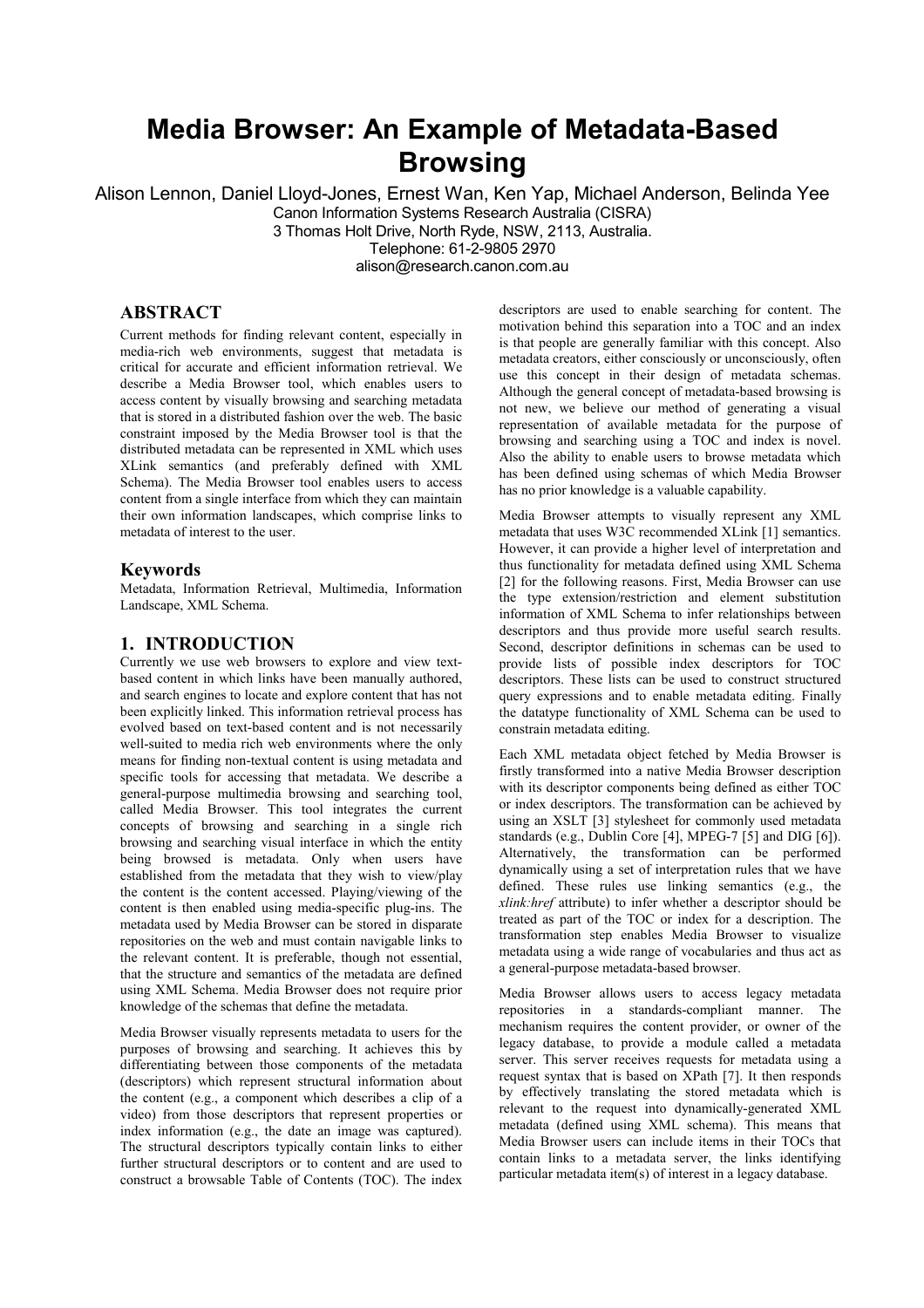# Media Browser: An Example of Metadata-Based Browsing

Alison Lennon, Daniel Lloyd-Jones, Ernest Wan, Ken Yap, Michael Anderson, Belinda Yee

Canon Information Systems Research Australia (CISRA)

3 Thomas Holt Drive, North Ryde, NSW, 2113, Australia.

Telephone: 61-2-9805 2970

alison@research.canon.com.au

## ABSTRACT

Current methods for finding relevant content, especially in media-rich web environments, suggest that metadata is critical for accurate and efficient information retrieval. We describe a Media Browser tool, which enables users to access content by visually browsing and searching metadata that is stored in a distributed fashion over the web. The basic constraint imposed by the Media Browser tool is that the distributed metadata can be represented in XML which uses XLink semantics (and preferably defined with XML Schema). The Media Browser tool enables users to access content from a single interface from which they can maintain their own information landscapes, which comprise links to metadata of interest to the user.

### Keywords

Metadata, Information Retrieval, Multimedia, Information Landscape, XML Schema.

## 1. INTRODUCTION

Currently we use web browsers to explore and view text-based content in which links have been manually authored, and search engines to locate and explore content that has not been explicitly linked. This information retrieval process has evolved based on text-based content and is not necessarily well-suited to media rich web environments where the only means for finding non-textual content is using metadata and specific tools for accessing that metadata. We describe a general-purpose multimedia browsing and searching tool, called Media Browser. This tool integrates the current concepts of browsing and searching in a single rich browsing and searching visual interface in which the entity being browsed is metadata. Only when users have established from the metadata that they wish to view/play the content is the content accessed. Playing/viewing of the content is then enabled using media-specific plug-ins. The metadata used by Media Browser can be stored in disparate repositories on the web and must contain navigable links to the relevant content. It is preferable, though not essential, that the structure and semantics of the metadata are defined using XML Schema. Media Browser does not require prior knowledge of the schemas that define the metadata.

Media Browser visually represents metadata to users for the purposes of browsing and searching. It achieves this by differentiating between those components of the metadata (descriptors) which represent structural information about the content (e.g., a component which describes a clip of a video) from those descriptors that represent properties or index information (e.g., the date an image was captured). The structural descriptors typically contain links to either further structural descriptors or to content and are used to construct a browsable Table of Contents (TOC). The index descriptors are used to enable searching for content. The motivation behind this separation into a TOC and an index is that people are generally familiar with this concept. Also metadata creators, either consciously or unconsciously, often use this concept in their design of metadata schemas. Although the general concept of metadata-based browsing is not new, we believe our method of generating a visual representation of available metadata for the purpose of browsing and searching using a TOC and index is novel. Also the ability to enable users to browse metadata which has been defined using schemas of which Media Browser has no prior knowledge is a valuable capability.

Media Browser attempts to visually represent any XML metadata that uses W3C recommended XLink [1] semantics. However, it can provide a higher level of interpretation and thus functionality for metadata defined using XML Schema [2] for the following reasons. First, Media Browser can use the type extension/restriction and element substitution information of XML Schema to infer relationships between descriptors and thus provide more useful search results. Second, descriptor definitions in schemas can be used to provide lists of possible index descriptors for TOC descriptors. These lists can be used to construct structured query expressions and to enable metadata editing. Finally the datatype functionality of XML Schema can be used to constrain metadata editing.

Each XML metadata object fetched by Media Browser is firstly transformed into a native Media Browser description with its descriptor components being defined as either TOC or index descriptors. The transformation can be achieved by using an XSLT [3] stylesheet for commonly used metadata standards (e.g., Dublin Core [4], MPEG-7 [5] and DIG [6]). Alternatively, the transformation can be performed dynamically using a set of interpretation rules that we have defined. These rules use linking semantics (e.g., the *xlink:href* attribute) to infer whether a descriptor should be treated as part of the TOC or index for a description. The transformation step enables Media Browser to visualize metadata using a wide range of vocabularies and thus act as a general-purpose metadata-based browser.

Media Browser allows users to access legacy metadata repositories in a standards-compliant manner. The mechanism requires the content provider, or owner of the legacy database, to provide a module called a metadata server. This server receives requests for metadata using a request syntax that is based on XPath [7]. It then responds by effectively translating the stored metadata which is relevant to the request into dynamically-generated XML metadata (defined using XML schema). This means that Media Browser users can include items in their TOCs that contain links to a metadata server, the links identifying particular metadata item(s) of interest in a legacy database.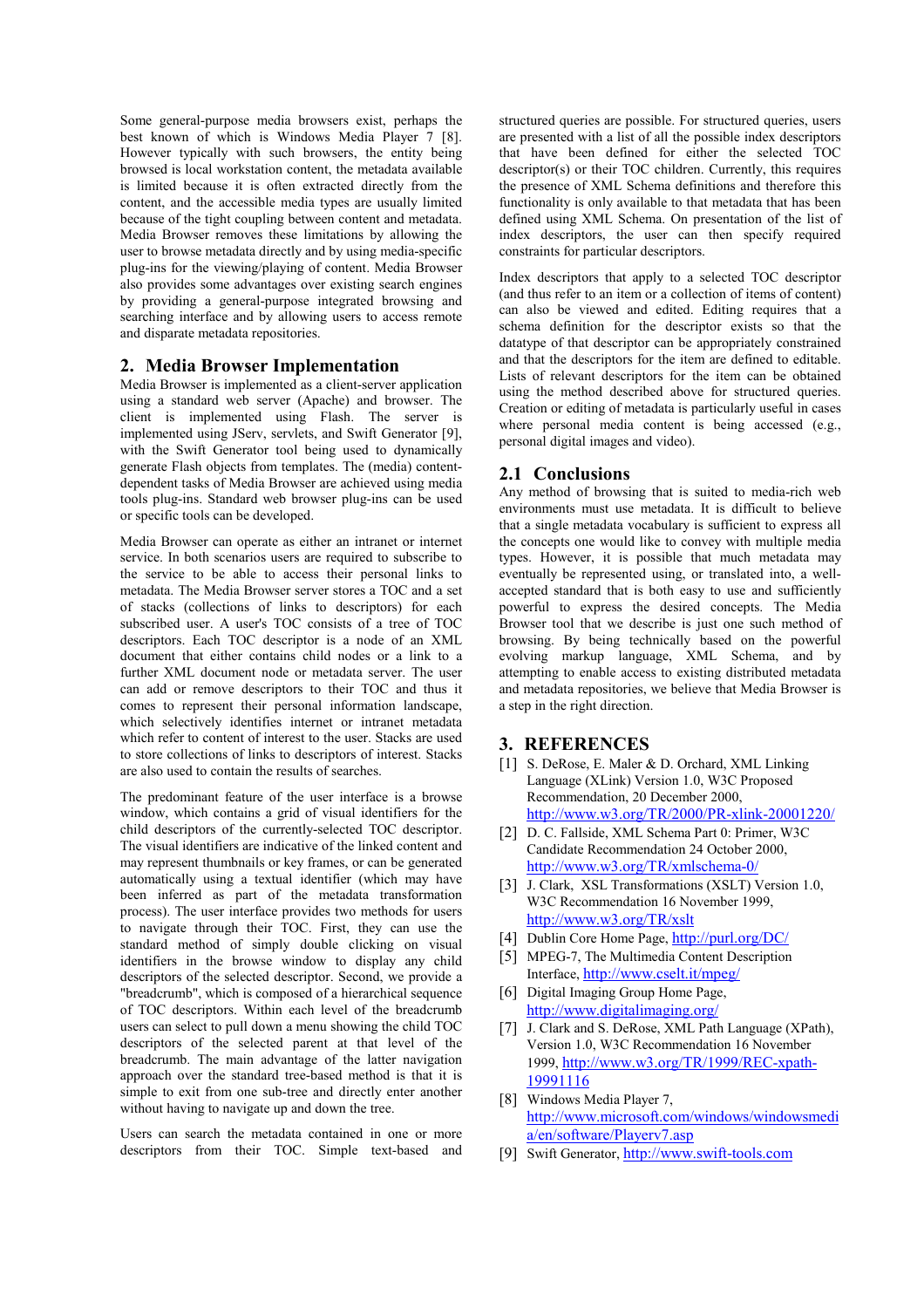Some general-purpose media browsers exist, perhaps the best known of which is Windows Media Player 7 [8]. However typically with such browsers, the entity being browsed is local workstation content, the metadata available is limited because it is often extracted directly from the content, and the accessible media types are usually limited because of the tight coupling between content and metadata. Media Browser removes these limitations by allowing the user to browse metadata directly and by using media-specific plug-ins for the viewing/playing of content. Media Browser also provides some advantages over existing search engines by providing a general-purpose integrated browsing and searching interface and by allowing users to access remote and disparate metadata repositories.

## 2. Media Browser Implementation

Media Browser is implemented as a client-server application using a standard web server (Apache) and browser. The client is implemented using Flash. The server is implemented using JServ, servlets, and Swift Generator [9], with the Swift Generator tool being used to dynamically generate Flash objects from templates. The (media) content-dependent tasks of Media Browser are achieved using media tools plug-ins. Standard web browser plug-ins can be used or specific tools can be developed.

Media Browser can operate as either an intranet or internet service. In both scenarios users are required to subscribe to the service to be able to access their personal links to metadata. The Media Browser server stores a TOC and a set of stacks (collections of links to descriptors) for each subscribed user. A user's TOC consists of a tree of TOC descriptors. Each TOC descriptor is a node of an XML document that either contains child nodes or a link to a further XML document node or metadata server. The user can add or remove descriptors to their TOC and thus it comes to represent their personal information landscape, which selectively identifies internet or intranet metadata which refer to content of interest to the user. Stacks are used to store collections of links to descriptors of interest. Stacks are also used to contain the results of searches.

The predominant feature of the user interface is a browse window, which contains a grid of visual identifiers for the child descriptors of the currently-selected TOC descriptor. The visual identifiers are indicative of the linked content and may represent thumbnails or key frames, or can be generated automatically using a textual identifier (which may have been inferred as part of the metadata transformation process). The user interface provides two methods for users to navigate through their TOC. First, they can use the standard method of simply double clicking on visual identifiers in the browse window to display any child descriptors of the selected descriptor. Second, we provide a "breadcrumb", which is composed of a hierarchical sequence of TOC descriptors. Within each level of the breadcrumb users can select to pull down a menu showing the child TOC descriptors of the selected parent at that level of the breadcrumb. The main advantage of the latter navigation approach over the standard tree-based method is that it is simple to exit from one sub-tree and directly enter another without having to navigate up and down the tree.

Users can search the metadata contained in one or more descriptors from their TOC. Simple text-based and structured queries are possible. For structured queries, users are presented with a list of all the possible index descriptors that have been defined for either the selected TOC descriptor(s) or their TOC children. Currently, this requires the presence of XML Schema definitions and therefore this functionality is only available to that metadata that has been defined using XML Schema. On presentation of the list of index descriptors, the user can then specify required constraints for particular descriptors.

Index descriptors that apply to a selected TOC descriptor (and thus refer to an item or a collection of items of content) can also be viewed and edited. Editing requires that a schema definition for the descriptor exists so that the datatype of that descriptor can be appropriately constrained and that the descriptors for the item are defined to editable. Lists of relevant descriptors for the item can be obtained using the method described above for structured queries. Creation or editing of metadata is particularly useful in cases where personal media content is being accessed (e.g., personal digital images and video).

### 2.1 Conclusions

Any method of browsing that is suited to media-rich web environments must use metadata. It is difficult to believe that a single metadata vocabulary is sufficient to express all the concepts one would like to convey with multiple media types. However, it is possible that much metadata may eventually be represented using, or translated into, a well-accepted standard that is both easy to use and sufficiently powerful to express the desired concepts. The Media Browser tool that we describe is just one such method of browsing. By being technically based on the powerful evolving markup language, XML Schema, and by attempting to enable access to existing distributed metadata and metadata repositories, we believe that Media Browser is a step in the right direction.

## 3. REFERENCES

[1] S. DeRose, E. Maler & D. Orchard, XML Linking Language (XLink) Version 1.0, W3C Proposed Recommendation, 20 December 2000, http://www.w3.org/TR/2000/PR-xlink-20001220/

[2] D. C. Fallside, XML Schema Part 0: Primer, W3C Candidate Recommendation 24 October 2000, http://www.w3.org/TR/xmlschema-0/

[3] J. Clark, XSL Transformations (XSLT) Version 1.0, W3C Recommendation 16 November 1999, http://www.w3.org/TR/xslt

[4] Dublin Core Home Page, http://purl.org/DC/

[5] MPEG-7, The Multimedia Content Description Interface, http://www.cselt.it/mpeg/

[6] Digital Imaging Group Home Page, http://www.digitalimaging.org/

[7] J. Clark and S. DeRose, XML Path Language (XPath), Version 1.0, W3C Recommendation 16 November 1999, http://www.w3.org/TR/1999/REC-xpath-19991116

[8] Windows Media Player 7, http://www.microsoft.com/windows/windowsmedia/en/software/Playerv7.asp

[9] Swift Generator, http://www.swift-tools.com